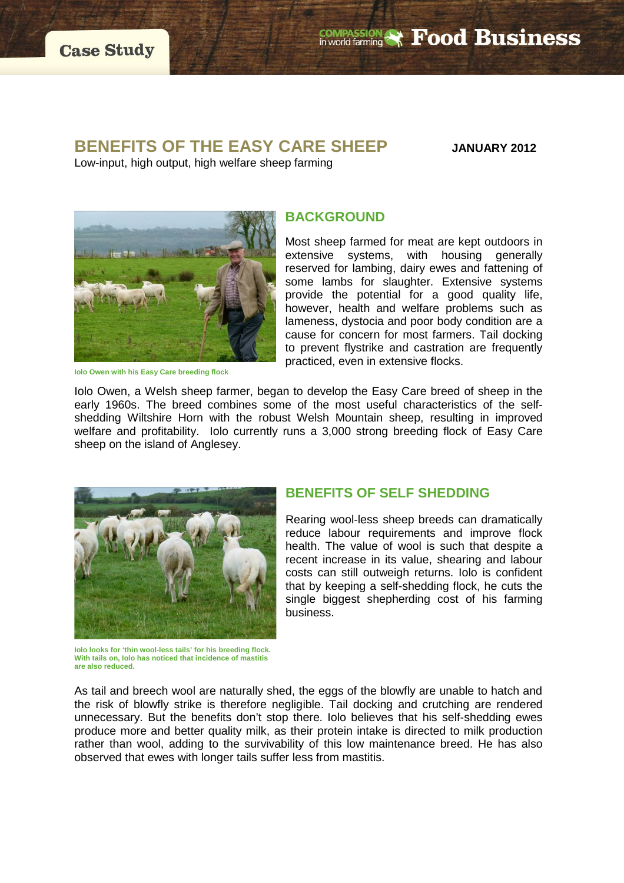Case Study

# BENEFITS OF THE EASY CARE SHEEP

**JANUARY 2012**

Low-input, high output, high welfare sheep farming

Iolo Owen with his Easy Care breeding flock

## BACKGROUND

Most sheep farmed for meat are kept outdoors in extensive systems, with housing generally reserved for lambing, dairy ewes and fattening of some lambs for slaughter. Extensive systems provide the potential for a good quality life, however, health and welfare problems such as lameness, dystocia and poor body condition are a cause for concern for most farmers. Tail docking to prevent flystrike and castration are frequently practiced, even in extensive flocks.

Iolo Owen, a Welsh sheep farmer, began to develop the Easy Care breed of sheep in the early 1960s. The breed combines some of the most useful characteristics of the self-shedding Wiltshire Horn with the robust Welsh Mountain sheep, resulting in improved welfare and profitability. Iolo currently runs a 3,000 strong breeding flock of Easy Care sheep on the island of Anglesey.

Iolo looks for 'thin wool-less tails' for his breeding flock. With tails on, Iolo has noticed that incidence of mastitis are also reduced.

## BENEFITS OF SELF SHEDDING

Rearing wool-less sheep breeds can dramatically reduce labour requirements and improve flock health. The value of wool is such that despite a recent increase in its value, shearing and labour costs can still outweigh returns. Iolo is confident that by keeping a self-shedding flock, he cuts the single biggest shepherding cost of his farming business.

As tail and breech wool are naturally shed, the eggs of the blowfly are unable to hatch and the risk of blowfly strike is therefore negligible. Tail docking and crutching are rendered unnecessary. But the benefits don't stop there. Iolo believes that his self-shedding ewes produce more and better quality milk, as their protein intake is directed to milk production rather than wool, adding to the survivability of this low maintenance breed. He has also observed that ewes with longer tails suffer less from mastitis.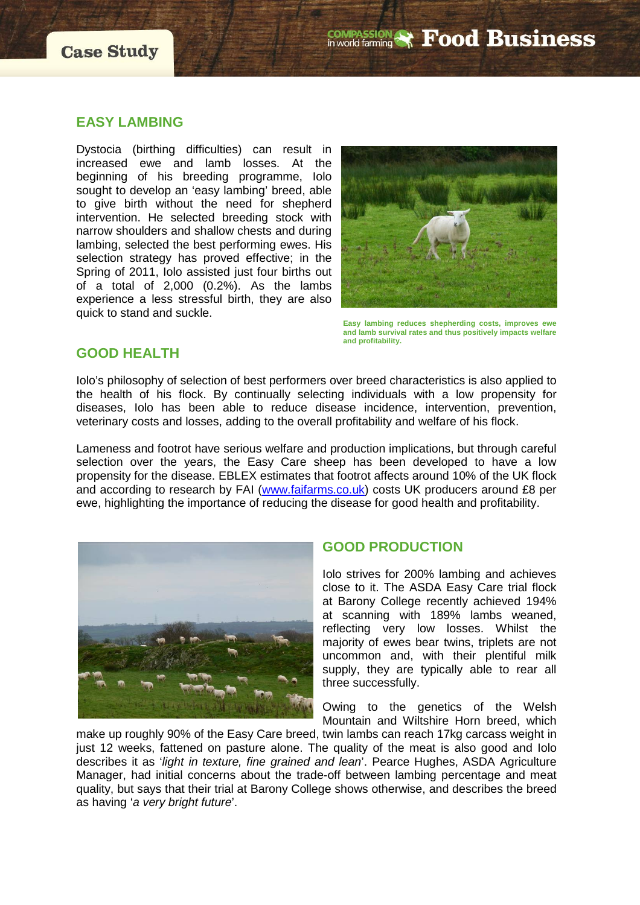## EASY LAMBING

Dystocia (birthing difficulties) can result in increased ewe and lamb losses. At the beginning of his breeding programme, Iolo sought to develop an 'easy lambing' breed, able to give birth without the need for shepherd intervention. He selected breeding stock with narrow shoulders and shallow chests and during lambing, selected the best performing ewes. His selection strategy has proved effective; in the Spring of 2011, Iolo assisted just four births out of a total of 2,000 (0.2%). As the lambs experience a less stressful birth, they are also quick to stand and suckle.

**Easy lambing reduces shepherding costs, improves ewe and lamb survival rates and thus positively impacts welfare and profitability.**

## GOOD HEALTH

Iolo's philosophy of selection of best performers over breed characteristics is also applied to the health of his flock. By continually selecting individuals with a low propensity for diseases, Iolo has been able to reduce disease incidence, intervention, prevention, veterinary costs and losses, adding to the overall profitability and welfare of his flock.

Lameness and footrot have serious welfare and production implications, but through careful selection over the years, the Easy Care sheep has been developed to have a low propensity for the disease. EBLEX estimates that footrot affects around 10% of the UK flock and according to research by FAI (www.faifarms.co.uk) costs UK producers around £8 per ewe, highlighting the importance of reducing the disease for good health and profitability.

## GOOD PRODUCTION

Iolo strives for 200% lambing and achieves close to it. The ASDA Easy Care trial flock at Barony College recently achieved 194% at scanning with 189% lambs weaned, reflecting very low losses. Whilst the majority of ewes bear twins, triplets are not uncommon and, with their plentiful milk supply, they are typically able to rear all three successfully.

Owing to the genetics of the Welsh Mountain and Wiltshire Horn breed, which make up roughly 90% of the Easy Care breed, twin lambs can reach 17kg carcass weight in just 12 weeks, fattened on pasture alone. The quality of the meat is also good and Iolo describes it as '*light in texture, fine grained and lean*'. Pearce Hughes, ASDA Agriculture Manager, had initial concerns about the trade-off between lambing percentage and meat quality, but says that their trial at Barony College shows otherwise, and describes the breed as having '*a very bright future*'.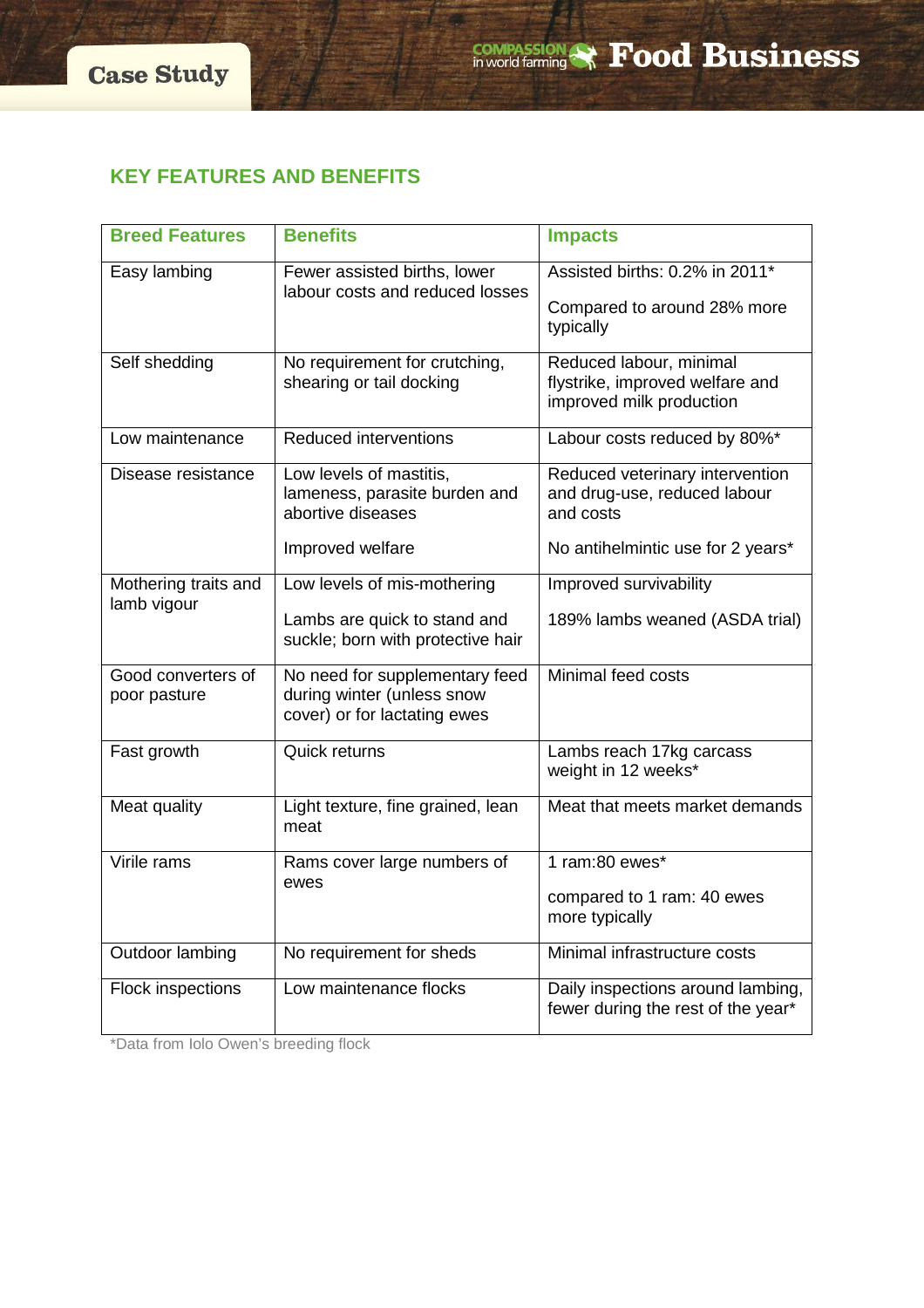## KEY FEATURES AND BENEFITS

| Breed Features | Benefits | Impacts |
|---|---|---|
| Easy lambing | Fewer assisted births, lower labour costs and reduced losses | Assisted births: 0.2% in 2011*<br><br>Compared to around 28% more typically |
| Self shedding | No requirement for crutching, shearing or tail docking | Reduced labour, minimal flystrike, improved welfare and improved milk production |
| Low maintenance | Reduced interventions | Labour costs reduced by 80%* |
| Disease resistance | Low levels of mastitis, lameness, parasite burden and abortive diseases<br><br>Improved welfare | Reduced veterinary intervention and drug-use, reduced labour and costs<br><br>No antihelmintic use for 2 years* |
| Mothering traits and lamb vigour | Low levels of mis-mothering<br><br>Lambs are quick to stand and suckle; born with protective hair | Improved survivability<br><br>189% lambs weaned (ASDA trial) |
| Good converters of poor pasture | No need for supplementary feed during winter (unless snow cover) or for lactating ewes | Minimal feed costs |
| Fast growth | Quick returns | Lambs reach 17kg carcass weight in 12 weeks* |
| Meat quality | Light texture, fine grained, lean meat | Meat that meets market demands |
| Virile rams | Rams cover large numbers of ewes | 1 ram:80 ewes*<br><br>compared to 1 ram: 40 ewes more typically |
| Outdoor lambing | No requirement for sheds | Minimal infrastructure costs |
| Flock inspections | Low maintenance flocks | Daily inspections around lambing, fewer during the rest of the year* |

*Data from Iolo Owen's breeding flock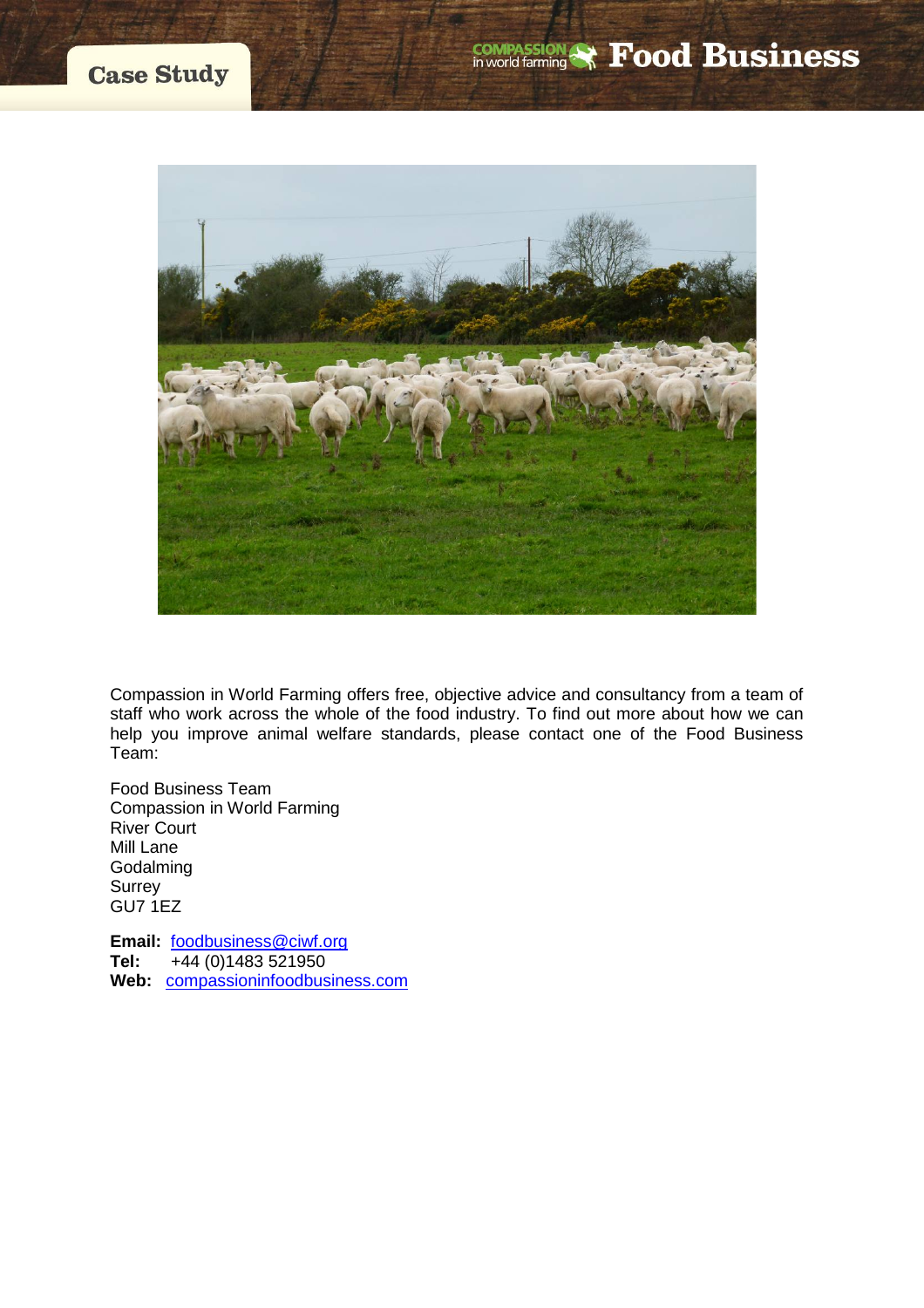Compassion in World Farming offers free, objective advice and consultancy from a team of staff who work across the whole of the food industry. To find out more about how we can help you improve animal welfare standards, please contact one of the Food Business Team:

Food Business Team
Compassion in World Farming
River Court
Mill Lane
Godalming
Surrey
GU7 1EZ

**Email:** foodbusiness@ciwf.org
**Tel:** +44 (0)1483 521950
**Web:** compassioninfoodbusiness.com